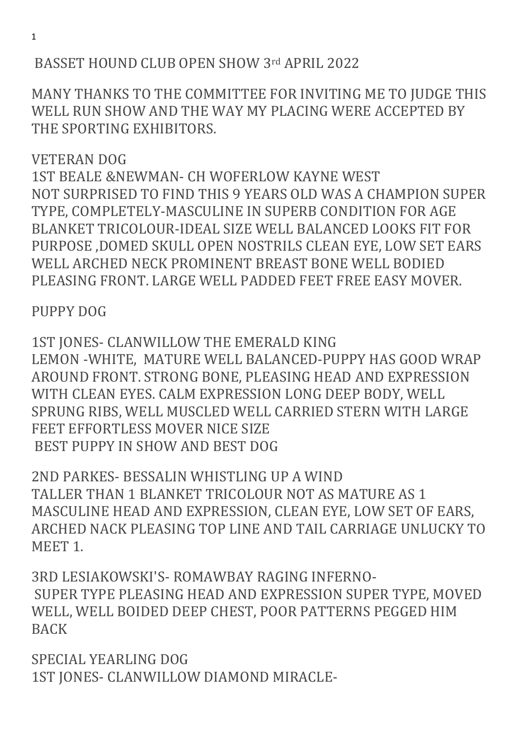# BASSET HOUND CLUB OPEN SHOW 3rd APRIL 2022

MANY THANKS TO THE COMMITTEE FOR INVITING ME TO JUDGE THIS WELL RUN SHOW AND THE WAY MY PLACING WERE ACCEPTED BY THE SPORTING EXHIBITORS.

## VETERAN DOG

1ST BEALE &NEWMAN- CH WOFERLOW KAYNE WEST
NOT SURPRISED TO FIND THIS 9 YEARS OLD WAS A CHAMPION SUPER TYPE, COMPLETELY-MASCULINE IN SUPERB CONDITION FOR AGE BLANKET TRICOLOUR-IDEAL SIZE WELL BALANCED LOOKS FIT FOR PURPOSE ,DOMED SKULL OPEN NOSTRILS CLEAN EYE, LOW SET EARS WELL ARCHED NECK PROMINENT BREAST BONE WELL BODIED PLEASING FRONT. LARGE WELL PADDED FEET FREE EASY MOVER.

## PUPPY DOG

1ST JONES- CLANWILLOW THE EMERALD KING
LEMON -WHITE, MATURE WELL BALANCED-PUPPY HAS GOOD WRAP AROUND FRONT. STRONG BONE, PLEASING HEAD AND EXPRESSION WITH CLEAN EYES. CALM EXPRESSION LONG DEEP BODY, WELL SPRUNG RIBS, WELL MUSCLED WELL CARRIED STERN WITH LARGE FEET EFFORTLESS MOVER NICE SIZE
BEST PUPPY IN SHOW AND BEST DOG

2ND PARKES- BESSALIN WHISTLING UP A WIND
TALLER THAN 1 BLANKET TRICOLOUR NOT AS MATURE AS 1 MASCULINE HEAD AND EXPRESSION, CLEAN EYE, LOW SET OF EARS, ARCHED NACK PLEASING TOP LINE AND TAIL CARRIAGE UNLUCKY TO MEET 1.

3RD LESIAKOWSKI'S- ROMAWBAY RAGING INFERNO-
SUPER TYPE PLEASING HEAD AND EXPRESSION SUPER TYPE, MOVED WELL, WELL BOIDED DEEP CHEST, POOR PATTERNS PEGGED HIM BACK

## SPECIAL YEARLING DOG

1ST JONES- CLANWILLOW DIAMOND MIRACLE-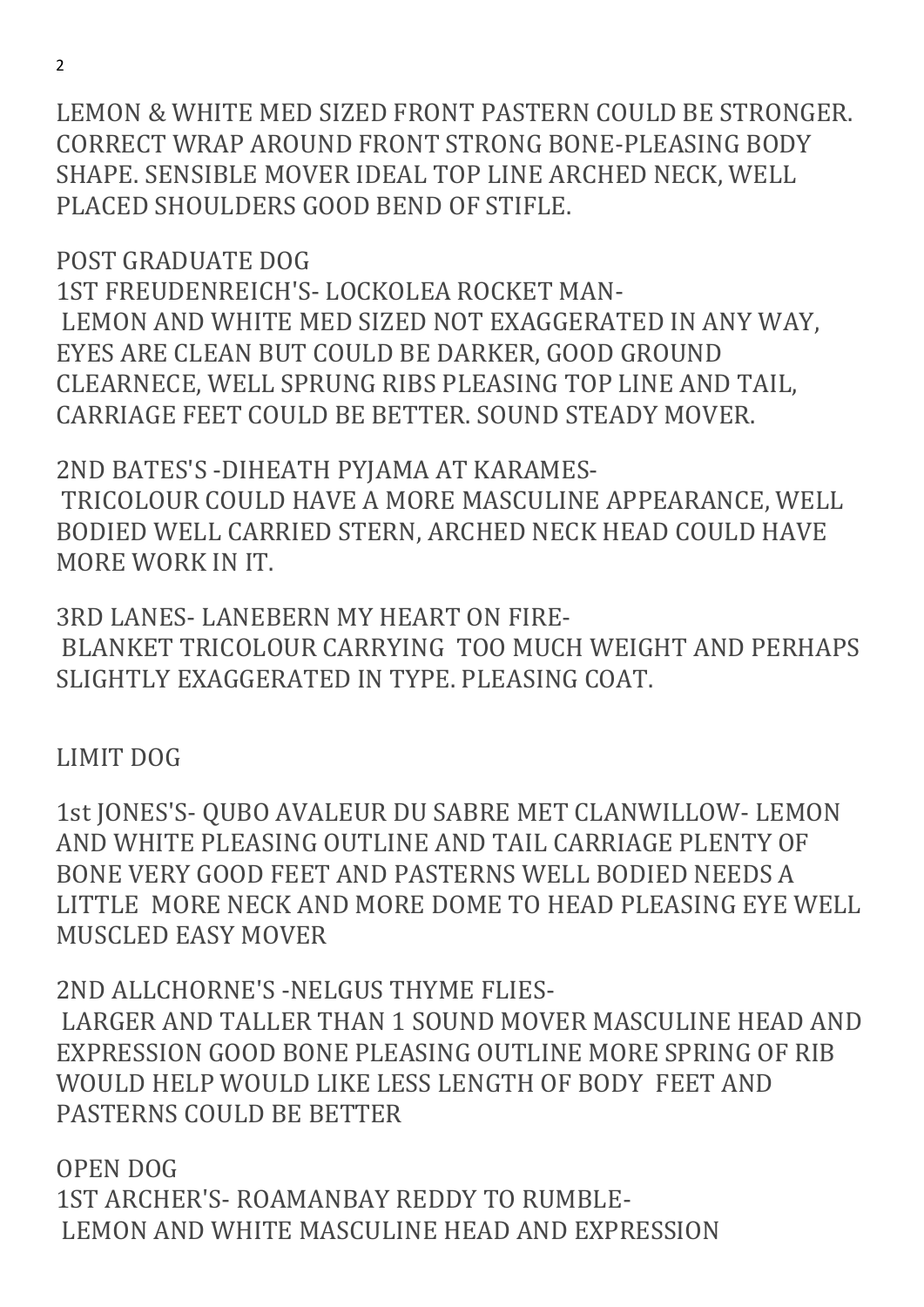LEMON & WHITE MED SIZED FRONT PASTERN COULD BE STRONGER. CORRECT WRAP AROUND FRONT STRONG BONE-PLEASING BODY SHAPE. SENSIBLE MOVER IDEAL TOP LINE ARCHED NECK, WELL PLACED SHOULDERS GOOD BEND OF STIFLE.

## POST GRADUATE DOG

1ST FREUDENREICH'S- LOCKOLEA ROCKET MAN-
LEMON AND WHITE MED SIZED NOT EXAGGERATED IN ANY WAY, EYES ARE CLEAN BUT COULD BE DARKER, GOOD GROUND CLEARNECE, WELL SPRUNG RIBS PLEASING TOP LINE AND TAIL, CARRIAGE FEET COULD BE BETTER. SOUND STEADY MOVER.

2ND BATES'S -DIHEATH PYJAMA AT KARAMES-
TRICOLOUR COULD HAVE A MORE MASCULINE APPEARANCE, WELL BODIED WELL CARRIED STERN, ARCHED NECK HEAD COULD HAVE MORE WORK IN IT.

3RD LANES- LANEBERN MY HEART ON FIRE-
BLANKET TRICOLOUR CARRYING TOO MUCH WEIGHT AND PERHAPS SLIGHTLY EXAGGERATED IN TYPE. PLEASING COAT.

## LIMIT DOG

1st JONES'S- QUBO AVALEUR DU SABRE MET CLANWILLOW- LEMON AND WHITE PLEASING OUTLINE AND TAIL CARRIAGE PLENTY OF BONE VERY GOOD FEET AND PASTERNS WELL BODIED NEEDS A LITTLE MORE NECK AND MORE DOME TO HEAD PLEASING EYE WELL MUSCLED EASY MOVER

2ND ALLCHORNE'S -NELGUS THYME FLIES-
LARGER AND TALLER THAN 1 SOUND MOVER MASCULINE HEAD AND EXPRESSION GOOD BONE PLEASING OUTLINE MORE SPRING OF RIB WOULD HELP WOULD LIKE LESS LENGTH OF BODY FEET AND PASTERNS COULD BE BETTER

## OPEN DOG

1ST ARCHER'S- ROAMANBAY REDDY TO RUMBLE-
LEMON AND WHITE MASCULINE HEAD AND EXPRESSION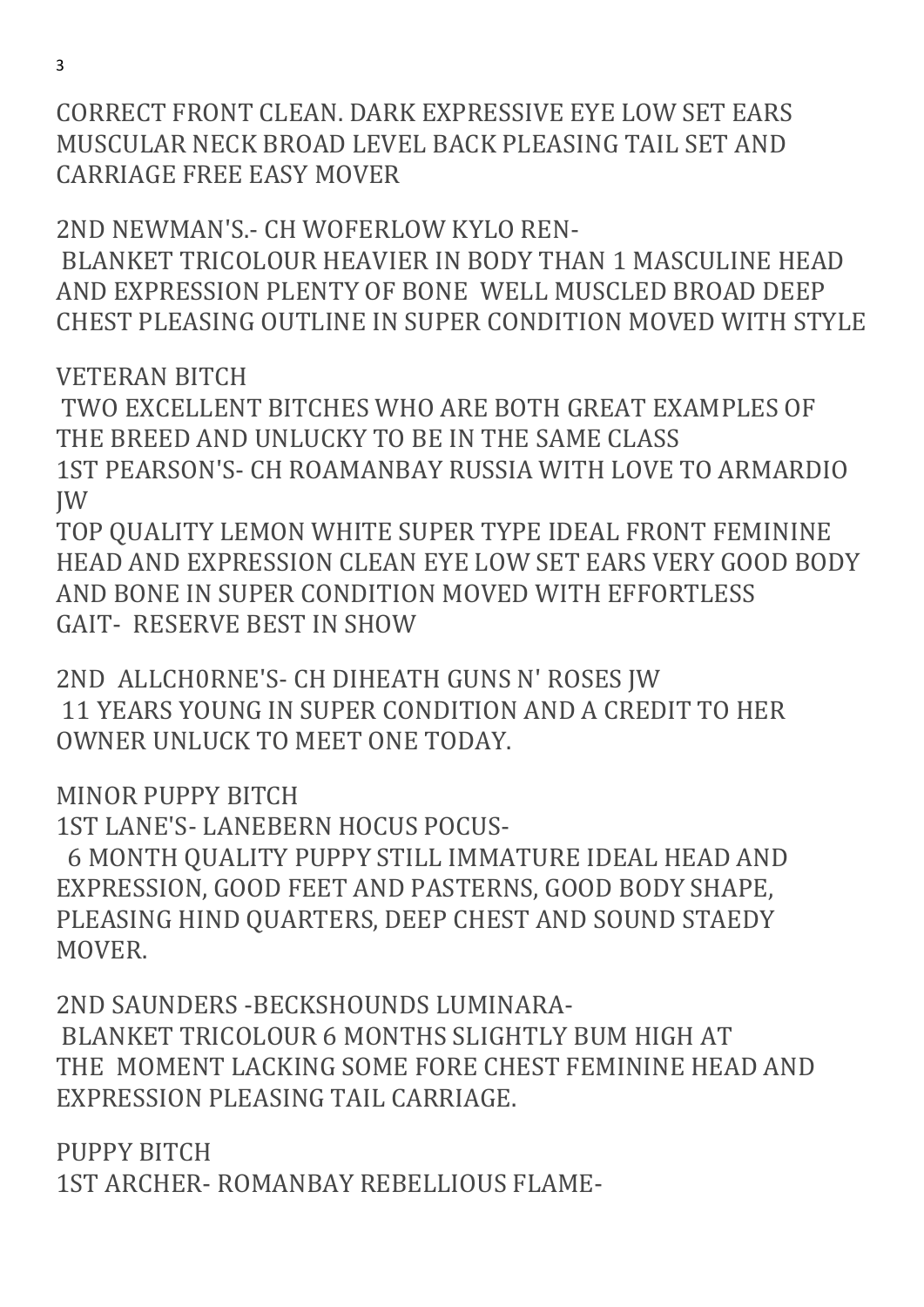CORRECT FRONT CLEAN. DARK EXPRESSIVE EYE LOW SET EARS MUSCULAR NECK BROAD LEVEL BACK PLEASING TAIL SET AND CARRIAGE FREE EASY MOVER

2ND NEWMAN'S.- CH WOFERLOW KYLO REN-
BLANKET TRICOLOUR HEAVIER IN BODY THAN 1 MASCULINE HEAD AND EXPRESSION PLENTY OF BONE WELL MUSCLED BROAD DEEP CHEST PLEASING OUTLINE IN SUPER CONDITION MOVED WITH STYLE

VETERAN BITCH

TWO EXCELLENT BITCHES WHO ARE BOTH GREAT EXAMPLES OF THE BREED AND UNLUCKY TO BE IN THE SAME CLASS

1ST PEARSON'S- CH ROAMANBAY RUSSIA WITH LOVE TO ARMARDIO JW

TOP QUALITY LEMON WHITE SUPER TYPE IDEAL FRONT FEMININE HEAD AND EXPRESSION CLEAN EYE LOW SET EARS VERY GOOD BODY AND BONE IN SUPER CONDITION MOVED WITH EFFORTLESS GAIT- RESERVE BEST IN SHOW

2ND ALLCH0RNE'S- CH DIHEATH GUNS N' ROSES JW
11 YEARS YOUNG IN SUPER CONDITION AND A CREDIT TO HER OWNER UNLUCK TO MEET ONE TODAY.

MINOR PUPPY BITCH

1ST LANE'S- LANEBERN HOCUS POCUS-
6 MONTH QUALITY PUPPY STILL IMMATURE IDEAL HEAD AND EXPRESSION, GOOD FEET AND PASTERNS, GOOD BODY SHAPE, PLEASING HIND QUARTERS, DEEP CHEST AND SOUND STAEDY MOVER.

2ND SAUNDERS -BECKSHOUNDS LUMINARA-
BLANKET TRICOLOUR 6 MONTHS SLIGHTLY BUM HIGH AT THE MOMENT LACKING SOME FORE CHEST FEMININE HEAD AND EXPRESSION PLEASING TAIL CARRIAGE.

PUPPY BITCH

1ST ARCHER- ROMANBAY REBELLIOUS FLAME-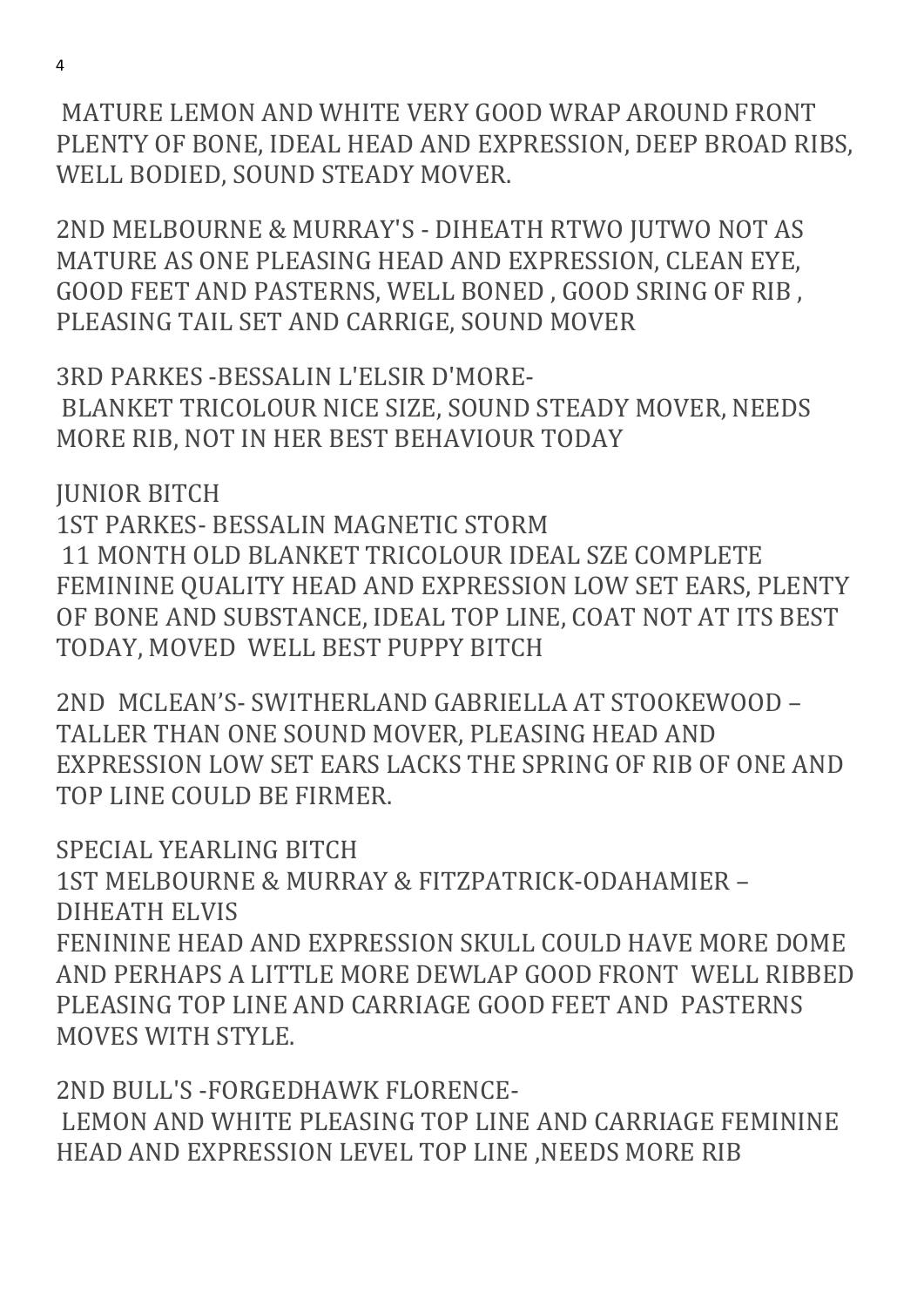MATURE LEMON AND WHITE VERY GOOD WRAP AROUND FRONT PLENTY OF BONE, IDEAL HEAD AND EXPRESSION, DEEP BROAD RIBS, WELL BODIED, SOUND STEADY MOVER.

2ND MELBOURNE & MURRAY'S - DIHEATH RTWO JUTWO NOT AS MATURE AS ONE PLEASING HEAD AND EXPRESSION, CLEAN EYE, GOOD FEET AND PASTERNS, WELL BONED , GOOD SRING OF RIB , PLEASING TAIL SET AND CARRIGE, SOUND MOVER

3RD PARKES -BESSALIN L'ELSIR D'MORE- BLANKET TRICOLOUR NICE SIZE, SOUND STEADY MOVER, NEEDS MORE RIB, NOT IN HER BEST BEHAVIOUR TODAY

JUNIOR BITCH

1ST PARKES- BESSALIN MAGNETIC STORM 11 MONTH OLD BLANKET TRICOLOUR IDEAL SZE COMPLETE FEMININE QUALITY HEAD AND EXPRESSION LOW SET EARS, PLENTY OF BONE AND SUBSTANCE, IDEAL TOP LINE, COAT NOT AT ITS BEST TODAY, MOVED WELL BEST PUPPY BITCH

2ND MCLEAN'S- SWITHERLAND GABRIELLA AT STOOKEWOOD – TALLER THAN ONE SOUND MOVER, PLEASING HEAD AND EXPRESSION LOW SET EARS LACKS THE SPRING OF RIB OF ONE AND TOP LINE COULD BE FIRMER.

SPECIAL YEARLING BITCH

1ST MELBOURNE & MURRAY & FITZPATRICK-ODAHAMIER – DIHEATH ELVIS

FENININE HEAD AND EXPRESSION SKULL COULD HAVE MORE DOME AND PERHAPS A LITTLE MORE DEWLAP GOOD FRONT WELL RIBBED PLEASING TOP LINE AND CARRIAGE GOOD FEET AND PASTERNS MOVES WITH STYLE.

2ND BULL'S -FORGEDHAWK FLORENCE- LEMON AND WHITE PLEASING TOP LINE AND CARRIAGE FEMININE HEAD AND EXPRESSION LEVEL TOP LINE ,NEEDS MORE RIB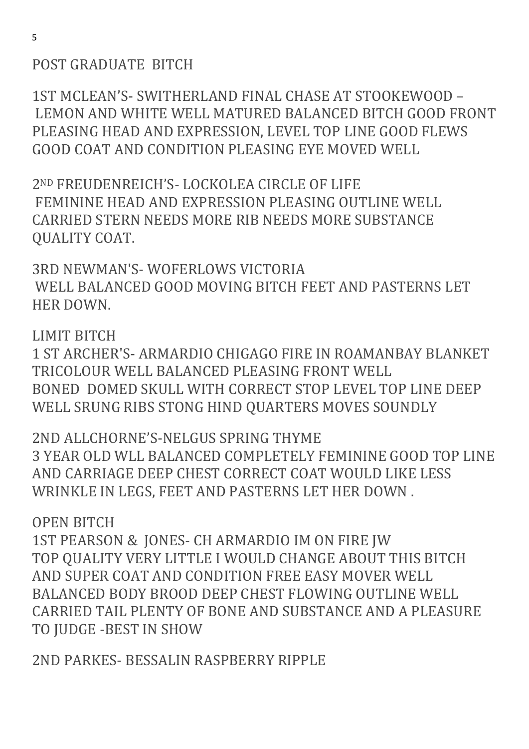## POST GRADUATE BITCH

1ST MCLEAN'S- SWITHERLAND FINAL CHASE AT STOOKEWOOD – LEMON AND WHITE WELL MATURED BALANCED BITCH GOOD FRONT PLEASING HEAD AND EXPRESSION, LEVEL TOP LINE GOOD FLEWS GOOD COAT AND CONDITION PLEASING EYE MOVED WELL

2ND FREUDENREICH'S- LOCKOLEA CIRCLE OF LIFE FEMININE HEAD AND EXPRESSION PLEASING OUTLINE WELL CARRIED STERN NEEDS MORE RIB NEEDS MORE SUBSTANCE QUALITY COAT.

3RD NEWMAN'S- WOFERLOWS VICTORIA WELL BALANCED GOOD MOVING BITCH FEET AND PASTERNS LET HER DOWN.

## LIMIT BITCH

1 ST ARCHER'S- ARMARDIO CHIGAGO FIRE IN ROAMANBAY BLANKET TRICOLOUR WELL BALANCED PLEASING FRONT WELL BONED DOMED SKULL WITH CORRECT STOP LEVEL TOP LINE DEEP WELL SRUNG RIBS STONG HIND QUARTERS MOVES SOUNDLY

2ND ALLCHORNE'S-NELGUS SPRING THYME 3 YEAR OLD WLL BALANCED COMPLETELY FEMININE GOOD TOP LINE AND CARRIAGE DEEP CHEST CORRECT COAT WOULD LIKE LESS WRINKLE IN LEGS, FEET AND PASTERNS LET HER DOWN .

## OPEN BITCH

1ST PEARSON & JONES- CH ARMARDIO IM ON FIRE JW TOP QUALITY VERY LITTLE I WOULD CHANGE ABOUT THIS BITCH AND SUPER COAT AND CONDITION FREE EASY MOVER WELL BALANCED BODY BROOD DEEP CHEST FLOWING OUTLINE WELL CARRIED TAIL PLENTY OF BONE AND SUBSTANCE AND A PLEASURE TO JUDGE -BEST IN SHOW

2ND PARKES- BESSALIN RASPBERRY RIPPLE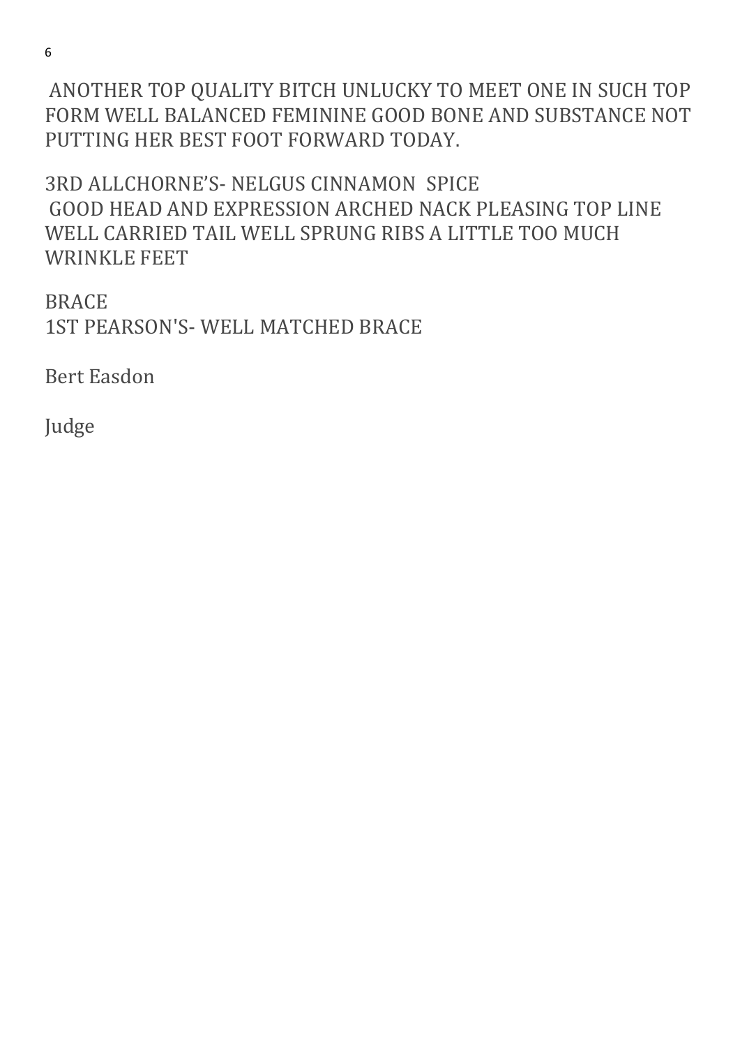ANOTHER TOP QUALITY BITCH UNLUCKY TO MEET ONE IN SUCH TOP FORM WELL BALANCED FEMININE GOOD BONE AND SUBSTANCE NOT PUTTING HER BEST FOOT FORWARD TODAY.

3RD ALLCHORNE'S- NELGUS CINNAMON SPICE
GOOD HEAD AND EXPRESSION ARCHED NACK PLEASING TOP LINE WELL CARRIED TAIL WELL SPRUNG RIBS A LITTLE TOO MUCH WRINKLE FEET

BRACE
1ST PEARSON'S- WELL MATCHED BRACE

Bert Easdon

Judge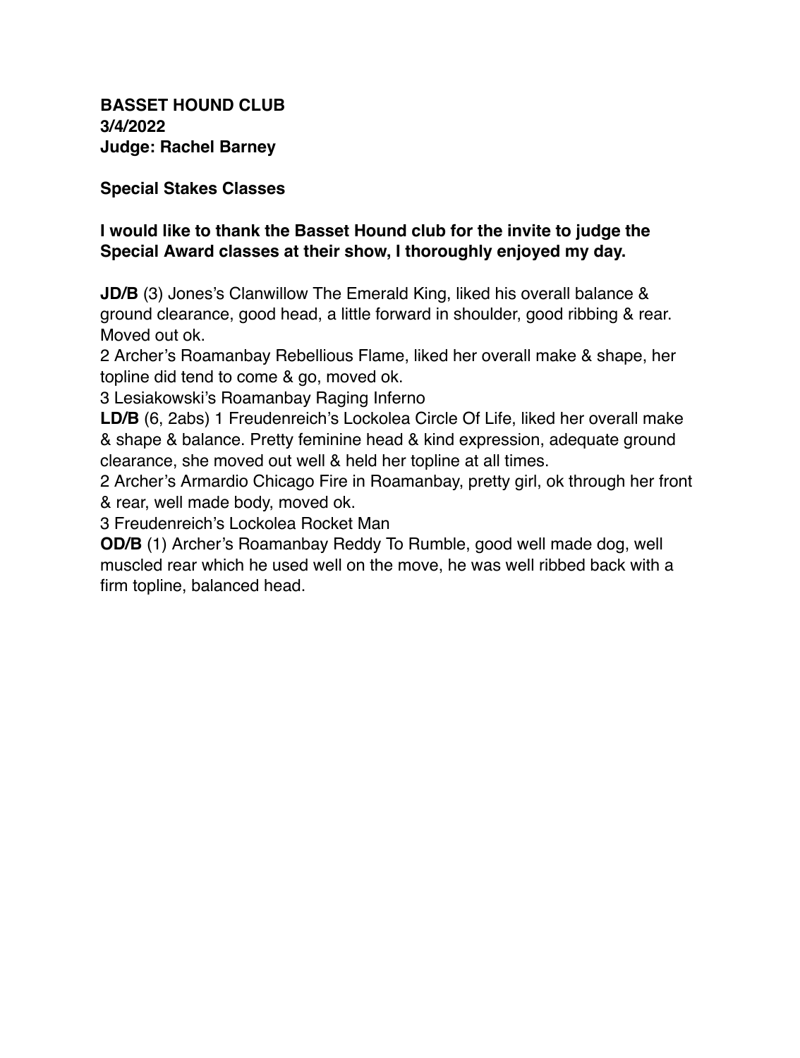**BASSET HOUND CLUB**
**3/4/2022**
**Judge: Rachel Barney**

**Special Stakes Classes**

**I would like to thank the Basset Hound club for the invite to judge the Special Award classes at their show, I thoroughly enjoyed my day.**

**JD/B** (3) Jones's Clanwillow The Emerald King, liked his overall balance & ground clearance, good head, a little forward in shoulder, good ribbing & rear. Moved out ok.
2 Archer's Roamanbay Rebellious Flame, liked her overall make & shape, her topline did tend to come & go, moved ok.
3 Lesiakowski's Roamanbay Raging Inferno
**LD/B** (6, 2abs) 1 Freudenreich's Lockolea Circle Of Life, liked her overall make & shape & balance. Pretty feminine head & kind expression, adequate ground clearance, she moved out well & held her topline at all times.
2 Archer's Armardio Chicago Fire in Roamanbay, pretty girl, ok through her front & rear, well made body, moved ok.
3 Freudenreich's Lockolea Rocket Man
**OD/B** (1) Archer's Roamanbay Reddy To Rumble, good well made dog, well muscled rear which he used well on the move, he was well ribbed back with a firm topline, balanced head.